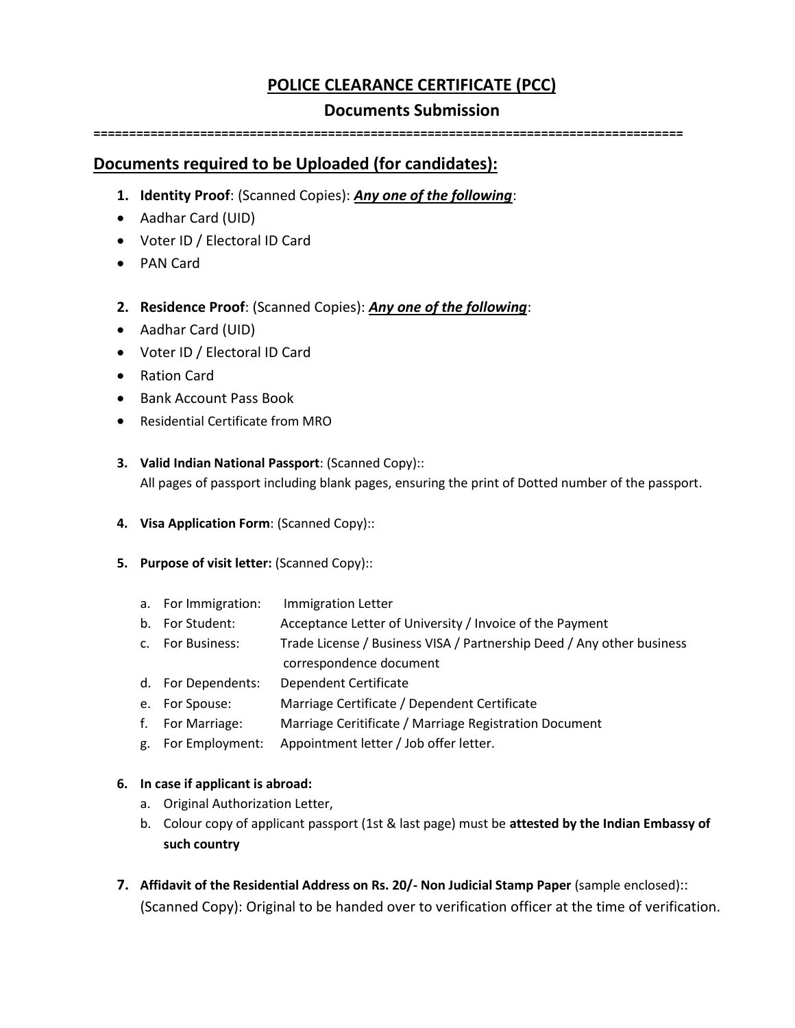# POICE CLEARANCE CERTIFICATE (PCC)

## Documents Submission

================================================================================

## Documents required to be Uploaded (for candidates):

1. **Identity Proof**: (Scanned Copies): ***Any one of the following***:
   - Aadhar Card (UID)
   - Voter ID / Electoral ID Card
   - PAN Card

2. **Residence Proof**: (Scanned Copies): ***Any one of the following***:
   - Aadhar Card (UID)
   - Voter ID / Electoral ID Card
   - Ration Card
   - Bank Account Pass Book
   - Residential Certificate from MRO

3. **Valid Indian National Passport**: (Scanned Copy)::
   All pages of passport including blank pages, ensuring the print of Dotted number of the passport.

4. **Visa Application Form**: (Scanned Copy)::

5. **Purpose of visit letter:** (Scanned Copy)::

   a. For Immigration: Immigration Letter
   b. For Student: Acceptance Letter of University / Invoice of the Payment
   c. For Business: Trade License / Business VISA / Partnership Deed / Any other business correspondence document
   d. For Dependents: Dependent Certificate
   e. For Spouse: Marriage Certificate / Dependent Certificate
   f. For Marriage: Marriage Ceritificate / Marriage Registration Document
   g. For Employment: Appointment letter / Job offer letter.

6. **In case if applicant is abroad:**
   a. Original Authorization Letter,
   b. Colour copy of applicant passport (1st & last page) must be **attested by the Indian Embassy of such country**

7. **Affidavit of the Residential Address on Rs. 20/- Non Judicial Stamp Paper** (sample enclosed):: (Scanned Copy): Original to be handed over to verification officer at the time of verification.

# POLICE CLEARANCE CERTIFICATE (PCC)

## Documents Submission

================================================================================

## Documents required to be Uploaded (for candidates):

1. **Identity Proof**: (Scanned Copies): ***Any one of the following***:
   - Aadhar Card (UID)
   - Voter ID / Electoral ID Card
   - PAN Card

2. **Residence Proof**: (Scanned Copies): ***Any one of the following***:
   - Aadhar Card (UID)
   - Voter ID / Electoral ID Card
   - Ration Card
   - Bank Account Pass Book
   - Residential Certificate from MRO

3. **Valid Indian National Passport**: (Scanned Copy)::
   All pages of passport including blank pages, ensuring the print of Dotted number of the passport.

4. **Visa Application Form**: (Scanned Copy)::

5. **Purpose of visit letter:** (Scanned Copy)::

   a. For Immigration: Immigration Letter
   b. For Student: Acceptance Letter of University / Invoice of the Payment
   c. For Business: Trade License / Business VISA / Partnership Deed / Any other business correspondence document
   d. For Dependents: Dependent Certificate
   e. For Spouse: Marriage Certificate / Dependent Certificate
   f. For Marriage: Marriage Ceritificate / Marriage Registration Document
   g. For Employment: Appointment letter / Job offer letter.

6. **In case if applicant is abroad:**
   a. Original Authorization Letter,
   b. Colour copy of applicant passport (1st & last page) must be **attested by the Indian Embassy of such country**

7. **Affidavit of the Residential Address on Rs. 20/- Non Judicial Stamp Paper** (sample enclosed):: (Scanned Copy): Original to be handed over to verification officer at the time of verification.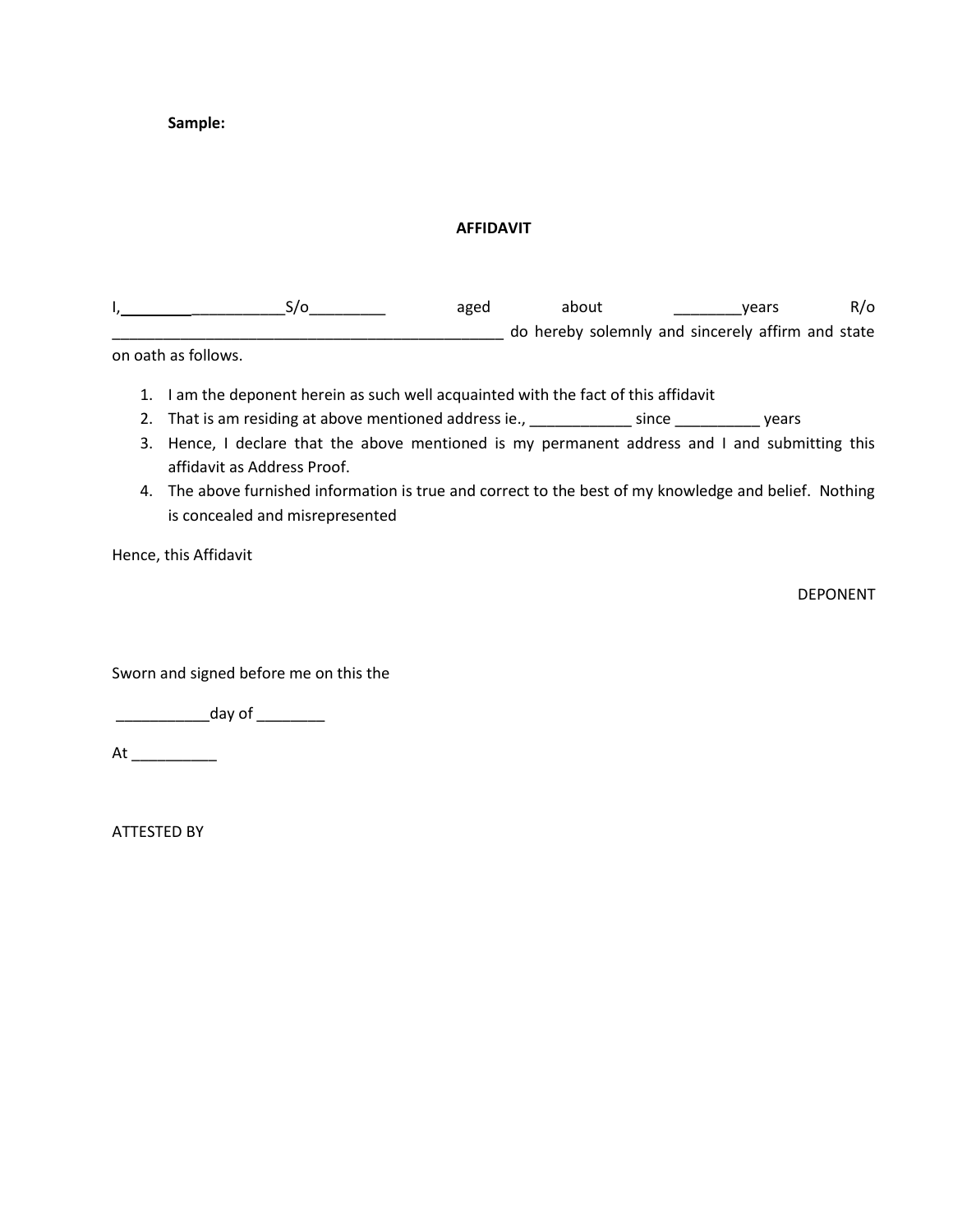**Sample:**

**AFFIDAVIT**

I,____________________S/o_________ aged about ________years R/o ________________________________________________ do hereby solemnly and sincerely affirm and state on oath as follows.

1. I am the deponent herein as such well acquainted with the fact of this affidavit
2. That is am residing at above mentioned address ie., ____________ since __________ years
3. Hence, I declare that the above mentioned is my permanent address and I and submitting this affidavit as Address Proof.
4. The above furnished information is true and correct to the best of my knowledge and belief. Nothing is concealed and misrepresented

Hence, this Affidavit

DEPONENT

Sworn and signed before me on this the

___________day of ________

At __________

ATTESTED BY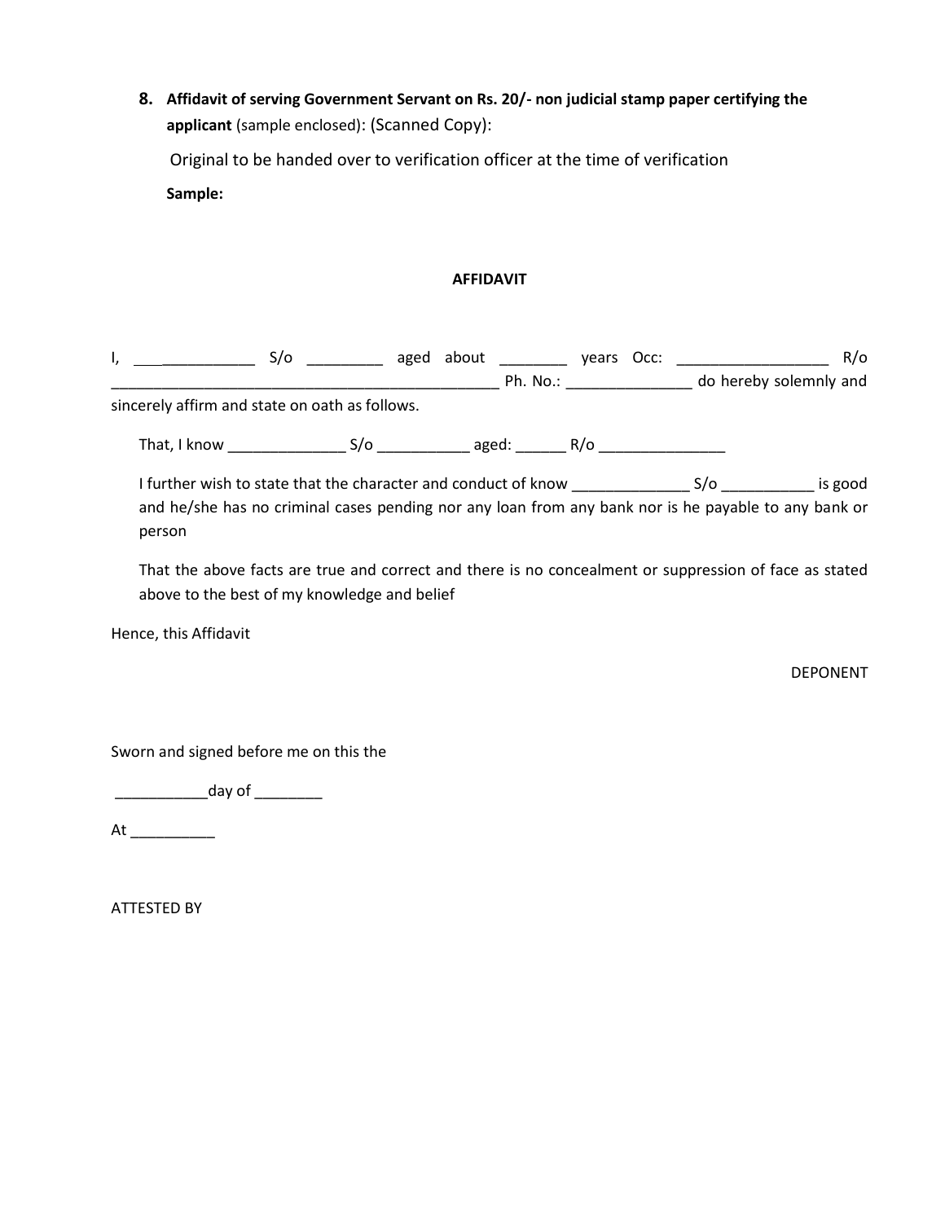8. **Affidavit of serving Government Servant on Rs. 20/- non judicial stamp paper certifying the applicant** (sample enclosed): (Scanned Copy):

   Original to be handed over to verification officer at the time of verification

   **Sample:**

**AFFIDAVIT**

I, _______________ S/o _________ aged about ________ years Occ: __________________ R/o ______________________________________________ Ph. No.: _______________ do hereby solemnly and sincerely affirm and state on oath as follows.

That, I know ______________ S/o ___________ aged: ______ R/o _______________

I further wish to state that the character and conduct of know ______________ S/o ___________ is good and he/she has no criminal cases pending nor any loan from any bank nor is he payable to any bank or person

That the above facts are true and correct and there is no concealment or suppression of face as stated above to the best of my knowledge and belief

Hence, this Affidavit

DEPONENT

Sworn and signed before me on this the

___________day of ________

At __________

ATTESTED BY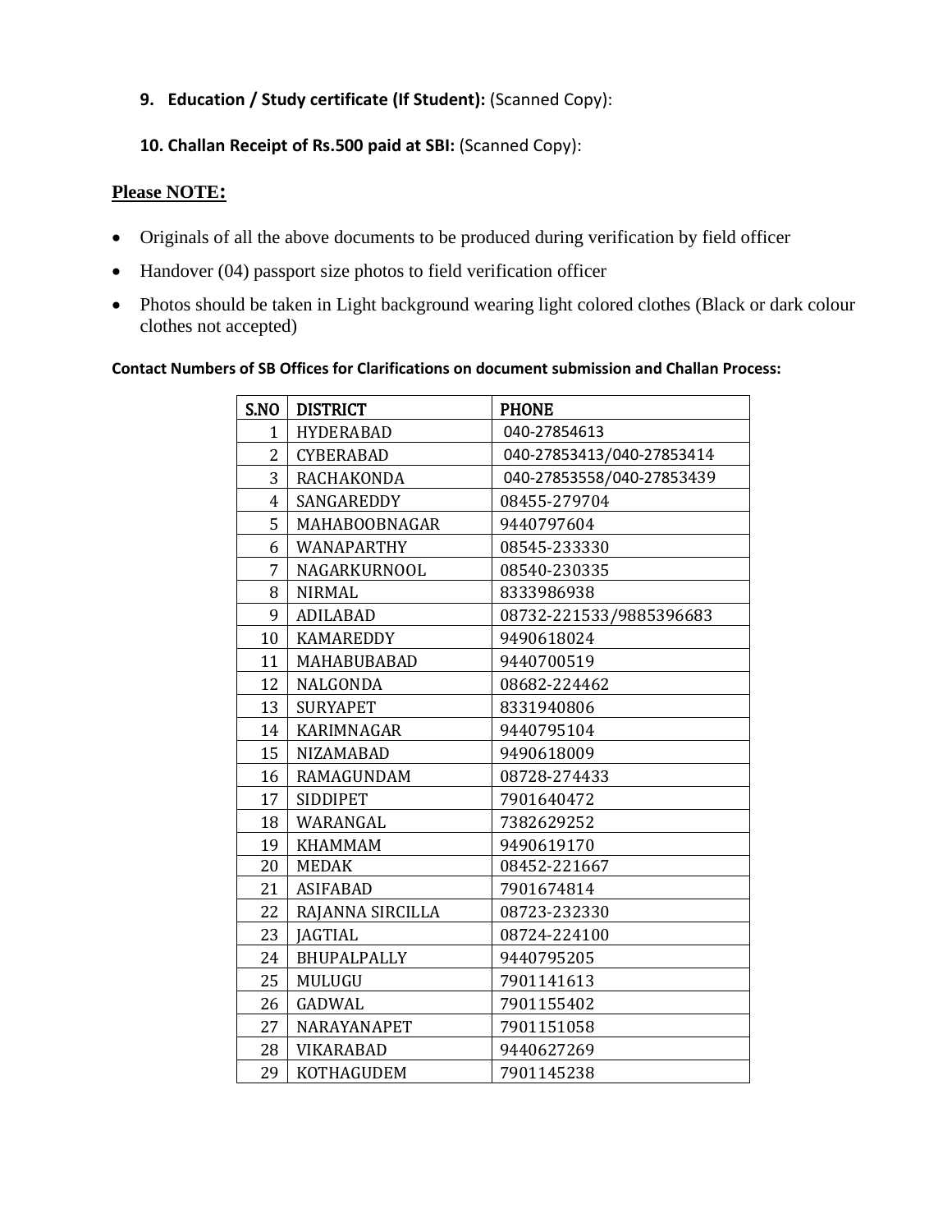9. **Education / Study certificate (If Student):** (Scanned Copy):

10. **Challan Receipt of Rs.500 paid at SBI:** (Scanned Copy):

**Please NOTE:**

- Originals of all the above documents to be produced during verification by field officer
- Handover (04) passport size photos to field verification officer
- Photos should be taken in Light background wearing light colored clothes (Black or dark colour clothes not accepted)

**Contact Numbers of SB Offices for Clarifications on document submission and Challan Process:**

| S.NO | DISTRICT | PHONE |
|---|---|---|
| 1 | HYDERABAD | 040-27854613 |
| 2 | CYBERABAD | 040-27853413/040-27853414 |
| 3 | RACHAKONDA | 040-27853558/040-27853439 |
| 4 | SANGAREDDY | 08455-279704 |
| 5 | MAHABOOBNAGAR | 9440797604 |
| 6 | WANAPARTHY | 08545-233330 |
| 7 | NAGARKURNOOL | 08540-230335 |
| 8 | NIRMAL | 8333986938 |
| 9 | ADILABAD | 08732-221533/9885396683 |
| 10 | KAMAREDDY | 9490618024 |
| 11 | MAHABUBABAD | 9440700519 |
| 12 | NALGONDA | 08682-224462 |
| 13 | SURYAPET | 8331940806 |
| 14 | KARIMNAGAR | 9440795104 |
| 15 | NIZAMABAD | 9490618009 |
| 16 | RAMAGUNDAM | 08728-274433 |
| 17 | SIDDIPET | 7901640472 |
| 18 | WARANGAL | 7382629252 |
| 19 | KHAMMAM | 9490619170 |
| 20 | MEDAK | 08452-221667 |
| 21 | ASIFABAD | 7901674814 |
| 22 | RAJANNA SIRCILLA | 08723-232330 |
| 23 | JAGTIAL | 08724-224100 |
| 24 | BHUPALPALLY | 9440795205 |
| 25 | MULUGU | 7901141613 |
| 26 | GADWAL | 7901155402 |
| 27 | NARAYANAPET | 7901151058 |
| 28 | VIKARABAD | 9440627269 |
| 29 | KOTHAGUDEM | 7901145238 |